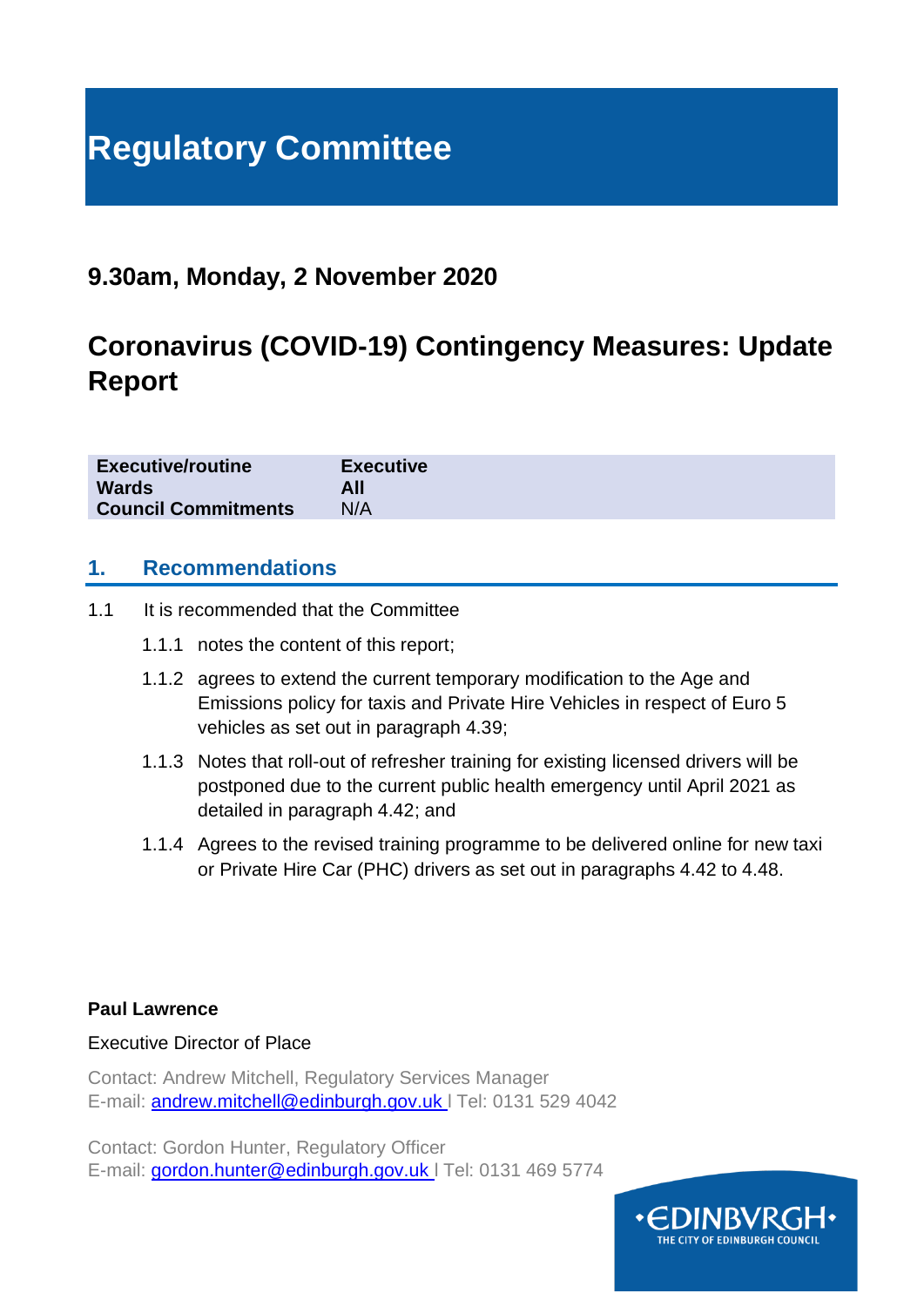# Regulatory Committee

## 9.30am, Monday, 2 November 2020

# Coronavirus (COVID-19) Contingency Measures: Update Report

| | |
|---|---|
| **Executive/routine** | **Executive** |
| **Wards** | **All** |
| **Council Commitments** | N/A |

## 1. Recommendations

1.1 It is recommended that the Committee

1.1.1 notes the content of this report;

1.1.2 agrees to extend the current temporary modification to the Age and Emissions policy for taxis and Private Hire Vehicles in respect of Euro 5 vehicles as set out in paragraph 4.39;

1.1.3 Notes that roll-out of refresher training for existing licensed drivers will be postponed due to the current public health emergency until April 2021 as detailed in paragraph 4.42; and

1.1.4 Agrees to the revised training programme to be delivered online for new taxi or Private Hire Car (PHC) drivers as set out in paragraphs 4.42 to 4.48.

**Paul Lawrence**

Executive Director of Place

Contact: Andrew Mitchell, Regulatory Services Manager

E-mail: andrew.mitchell@edinburgh.gov.uk | Tel: 0131 529 4042

Contact: Gordon Hunter, Regulatory Officer

E-mail: gordon.hunter@edinburgh.gov.uk | Tel: 0131 469 5774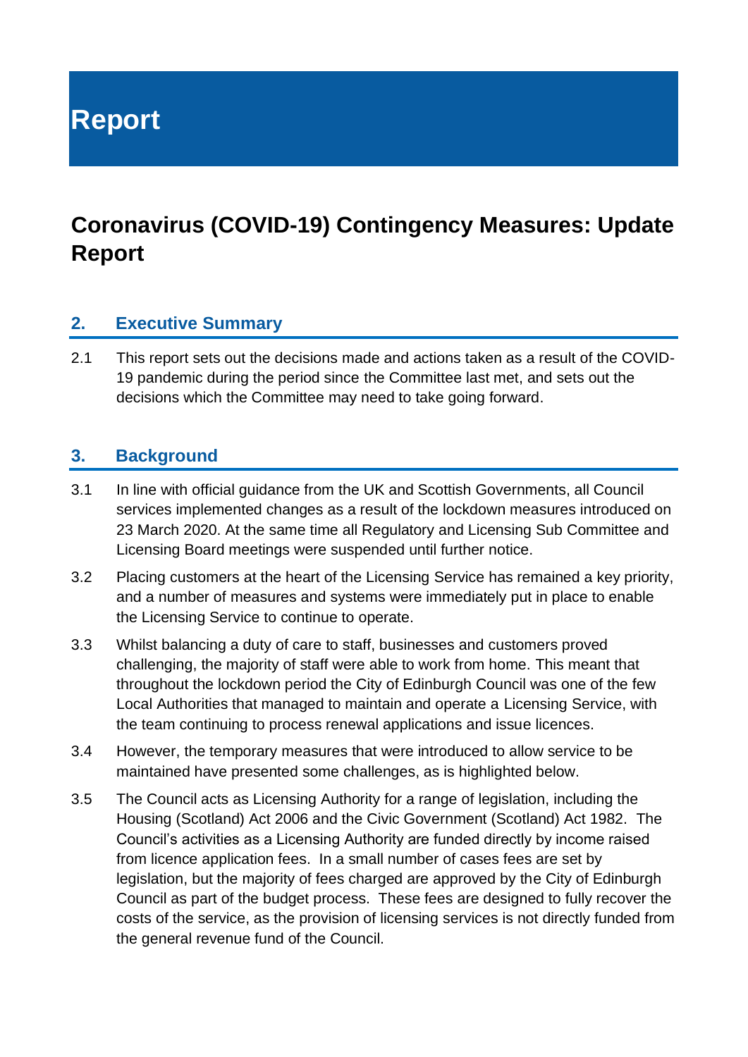# Report

## Coronavirus (COVID-19) Contingency Measures: Update Report

### 2. Executive Summary

2.1 This report sets out the decisions made and actions taken as a result of the COVID-19 pandemic during the period since the Committee last met, and sets out the decisions which the Committee may need to take going forward.

### 3. Background

3.1 In line with official guidance from the UK and Scottish Governments, all Council services implemented changes as a result of the lockdown measures introduced on 23 March 2020. At the same time all Regulatory and Licensing Sub Committee and Licensing Board meetings were suspended until further notice.

3.2 Placing customers at the heart of the Licensing Service has remained a key priority, and a number of measures and systems were immediately put in place to enable the Licensing Service to continue to operate.

3.3 Whilst balancing a duty of care to staff, businesses and customers proved challenging, the majority of staff were able to work from home. This meant that throughout the lockdown period the City of Edinburgh Council was one of the few Local Authorities that managed to maintain and operate a Licensing Service, with the team continuing to process renewal applications and issue licences.

3.4 However, the temporary measures that were introduced to allow service to be maintained have presented some challenges, as is highlighted below.

3.5 The Council acts as Licensing Authority for a range of legislation, including the Housing (Scotland) Act 2006 and the Civic Government (Scotland) Act 1982. The Council's activities as a Licensing Authority are funded directly by income raised from licence application fees. In a small number of cases fees are set by legislation, but the majority of fees charged are approved by the City of Edinburgh Council as part of the budget process. These fees are designed to fully recover the costs of the service, as the provision of licensing services is not directly funded from the general revenue fund of the Council.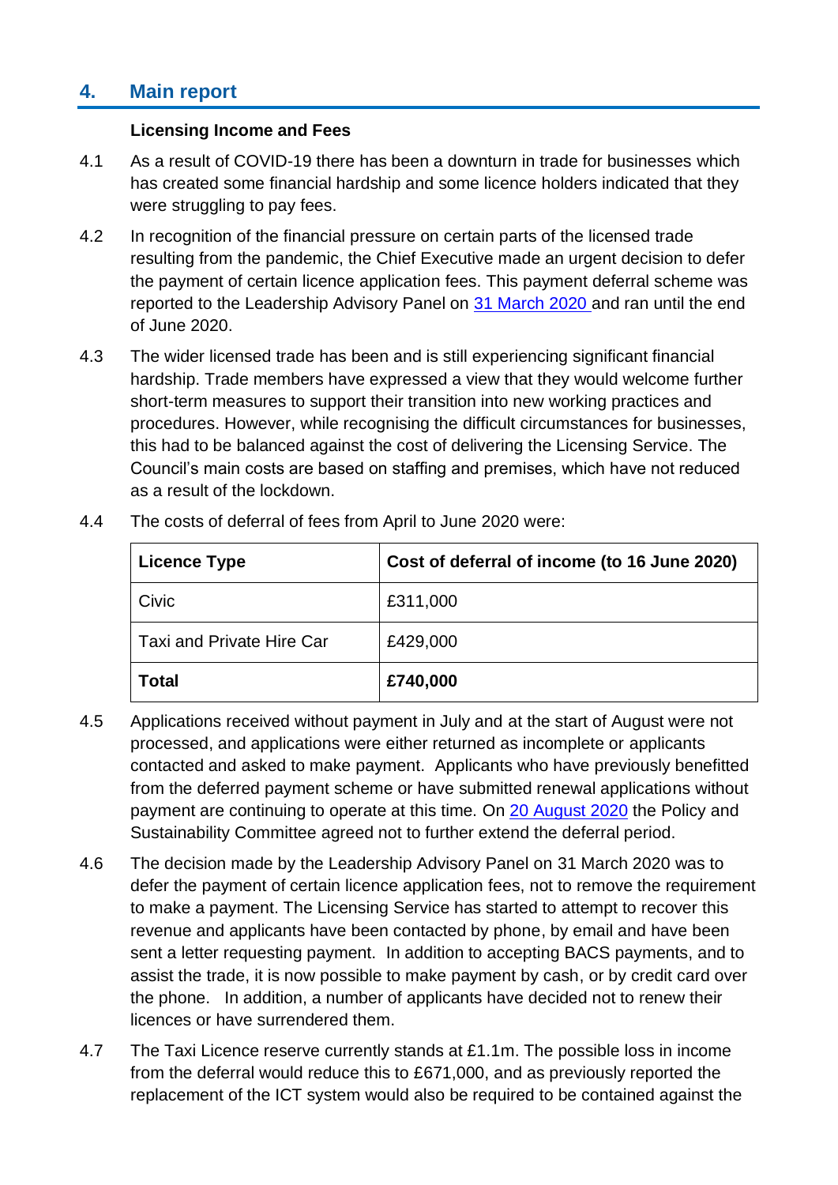## 4. Main report

**Licensing Income and Fees**

4.1 As a result of COVID-19 there has been a downturn in trade for businesses which has created some financial hardship and some licence holders indicated that they were struggling to pay fees.

4.2 In recognition of the financial pressure on certain parts of the licensed trade resulting from the pandemic, the Chief Executive made an urgent decision to defer the payment of certain licence application fees. This payment deferral scheme was reported to the Leadership Advisory Panel on 31 March 2020 and ran until the end of June 2020.

4.3 The wider licensed trade has been and is still experiencing significant financial hardship. Trade members have expressed a view that they would welcome further short-term measures to support their transition into new working practices and procedures. However, while recognising the difficult circumstances for businesses, this had to be balanced against the cost of delivering the Licensing Service. The Council's main costs are based on staffing and premises, which have not reduced as a result of the lockdown.

4.4 The costs of deferral of fees from April to June 2020 were:

| Licence Type | Cost of deferral of income (to 16 June 2020) |
|---|---|
| Civic | £311,000 |
| Taxi and Private Hire Car | £429,000 |
| **Total** | **£740,000** |

4.5 Applications received without payment in July and at the start of August were not processed, and applications were either returned as incomplete or applicants contacted and asked to make payment. Applicants who have previously benefitted from the deferred payment scheme or have submitted renewal applications without payment are continuing to operate at this time. On 20 August 2020 the Policy and Sustainability Committee agreed not to further extend the deferral period.

4.6 The decision made by the Leadership Advisory Panel on 31 March 2020 was to defer the payment of certain licence application fees, not to remove the requirement to make a payment. The Licensing Service has started to attempt to recover this revenue and applicants have been contacted by phone, by email and have been sent a letter requesting payment. In addition to accepting BACS payments, and to assist the trade, it is now possible to make payment by cash, or by credit card over the phone. In addition, a number of applicants have decided not to renew their licences or have surrendered them.

4.7 The Taxi Licence reserve currently stands at £1.1m. The possible loss in income from the deferral would reduce this to £671,000, and as previously reported the replacement of the ICT system would also be required to be contained against the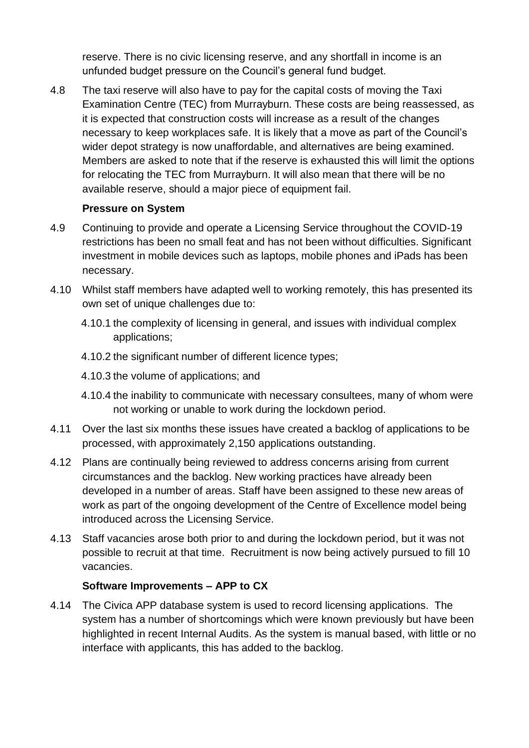reserve. There is no civic licensing reserve, and any shortfall in income is an unfunded budget pressure on the Council's general fund budget.

4.8 The taxi reserve will also have to pay for the capital costs of moving the Taxi Examination Centre (TEC) from Murrayburn. These costs are being reassessed, as it is expected that construction costs will increase as a result of the changes necessary to keep workplaces safe. It is likely that a move as part of the Council's wider depot strategy is now unaffordable, and alternatives are being examined. Members are asked to note that if the reserve is exhausted this will limit the options for relocating the TEC from Murrayburn. It will also mean that there will be no available reserve, should a major piece of equipment fail.

**Pressure on System**

4.9 Continuing to provide and operate a Licensing Service throughout the COVID-19 restrictions has been no small feat and has not been without difficulties. Significant investment in mobile devices such as laptops, mobile phones and iPads has been necessary.

4.10 Whilst staff members have adapted well to working remotely, this has presented its own set of unique challenges due to:

4.10.1 the complexity of licensing in general, and issues with individual complex applications;

4.10.2 the significant number of different licence types;

4.10.3 the volume of applications; and

4.10.4 the inability to communicate with necessary consultees, many of whom were not working or unable to work during the lockdown period.

4.11 Over the last six months these issues have created a backlog of applications to be processed, with approximately 2,150 applications outstanding.

4.12 Plans are continually being reviewed to address concerns arising from current circumstances and the backlog. New working practices have already been developed in a number of areas. Staff have been assigned to these new areas of work as part of the ongoing development of the Centre of Excellence model being introduced across the Licensing Service.

4.13 Staff vacancies arose both prior to and during the lockdown period, but it was not possible to recruit at that time. Recruitment is now being actively pursued to fill 10 vacancies.

**Software Improvements – APP to CX**

4.14 The Civica APP database system is used to record licensing applications. The system has a number of shortcomings which were known previously but have been highlighted in recent Internal Audits. As the system is manual based, with little or no interface with applicants, this has added to the backlog.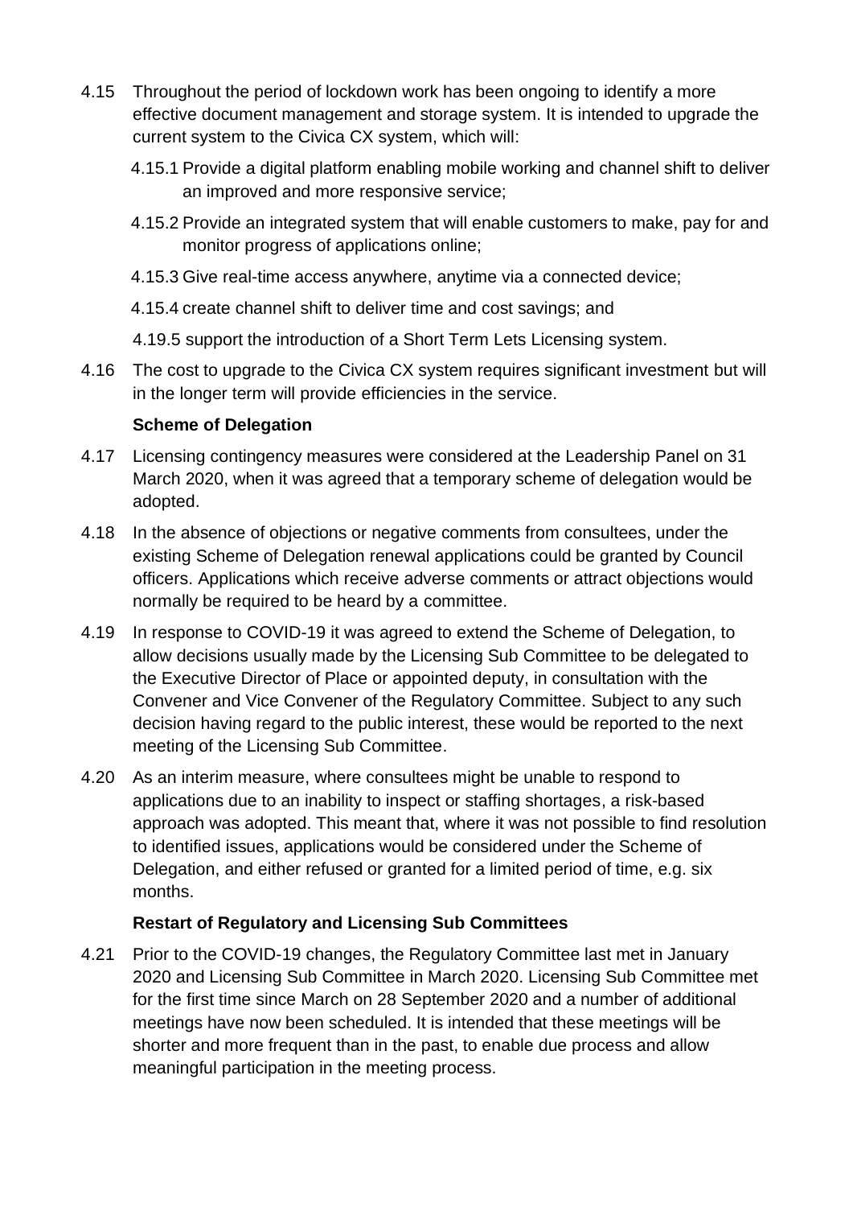4.15 Throughout the period of lockdown work has been ongoing to identify a more effective document management and storage system. It is intended to upgrade the current system to the Civica CX system, which will:

4.15.1 Provide a digital platform enabling mobile working and channel shift to deliver an improved and more responsive service;

4.15.2 Provide an integrated system that will enable customers to make, pay for and monitor progress of applications online;

4.15.3 Give real-time access anywhere, anytime via a connected device;

4.15.4 create channel shift to deliver time and cost savings; and

4.19.5 support the introduction of a Short Term Lets Licensing system.

4.16 The cost to upgrade to the Civica CX system requires significant investment but will in the longer term will provide efficiencies in the service.

**Scheme of Delegation**

4.17 Licensing contingency measures were considered at the Leadership Panel on 31 March 2020, when it was agreed that a temporary scheme of delegation would be adopted.

4.18 In the absence of objections or negative comments from consultees, under the existing Scheme of Delegation renewal applications could be granted by Council officers. Applications which receive adverse comments or attract objections would normally be required to be heard by a committee.

4.19 In response to COVID-19 it was agreed to extend the Scheme of Delegation, to allow decisions usually made by the Licensing Sub Committee to be delegated to the Executive Director of Place or appointed deputy, in consultation with the Convener and Vice Convener of the Regulatory Committee. Subject to any such decision having regard to the public interest, these would be reported to the next meeting of the Licensing Sub Committee.

4.20 As an interim measure, where consultees might be unable to respond to applications due to an inability to inspect or staffing shortages, a risk-based approach was adopted. This meant that, where it was not possible to find resolution to identified issues, applications would be considered under the Scheme of Delegation, and either refused or granted for a limited period of time, e.g. six months.

**Restart of Regulatory and Licensing Sub Committees**

4.21 Prior to the COVID-19 changes, the Regulatory Committee last met in January 2020 and Licensing Sub Committee in March 2020. Licensing Sub Committee met for the first time since March on 28 September 2020 and a number of additional meetings have now been scheduled. It is intended that these meetings will be shorter and more frequent than in the past, to enable due process and allow meaningful participation in the meeting process.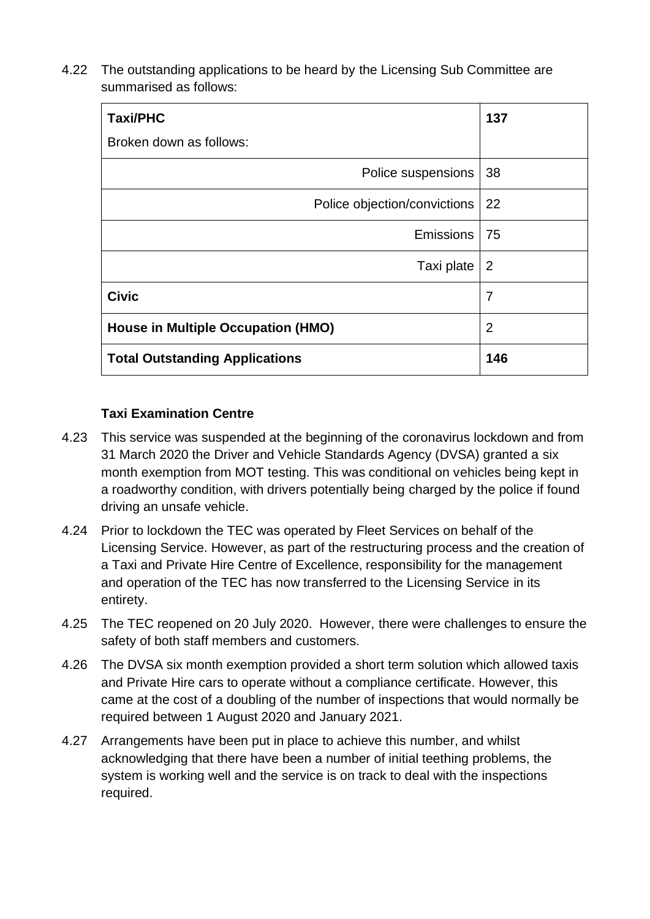4.22 The outstanding applications to be heard by the Licensing Sub Committee are summarised as follows:

| | |
|---|---|
| **Taxi/PHC**<br>Broken down as follows: | **137** |
| Police suspensions | 38 |
| Police objection/convictions | 22 |
| Emissions | 75 |
| Taxi plate | 2 |
| **Civic** | 7 |
| **House in Multiple Occupation (HMO)** | 2 |
| **Total Outstanding Applications** | **146** |

**Taxi Examination Centre**

4.23 This service was suspended at the beginning of the coronavirus lockdown and from 31 March 2020 the Driver and Vehicle Standards Agency (DVSA) granted a six month exemption from MOT testing. This was conditional on vehicles being kept in a roadworthy condition, with drivers potentially being charged by the police if found driving an unsafe vehicle.

4.24 Prior to lockdown the TEC was operated by Fleet Services on behalf of the Licensing Service. However, as part of the restructuring process and the creation of a Taxi and Private Hire Centre of Excellence, responsibility for the management and operation of the TEC has now transferred to the Licensing Service in its entirety.

4.25 The TEC reopened on 20 July 2020. However, there were challenges to ensure the safety of both staff members and customers.

4.26 The DVSA six month exemption provided a short term solution which allowed taxis and Private Hire cars to operate without a compliance certificate. However, this came at the cost of a doubling of the number of inspections that would normally be required between 1 August 2020 and January 2021.

4.27 Arrangements have been put in place to achieve this number, and whilst acknowledging that there have been a number of initial teething problems, the system is working well and the service is on track to deal with the inspections required.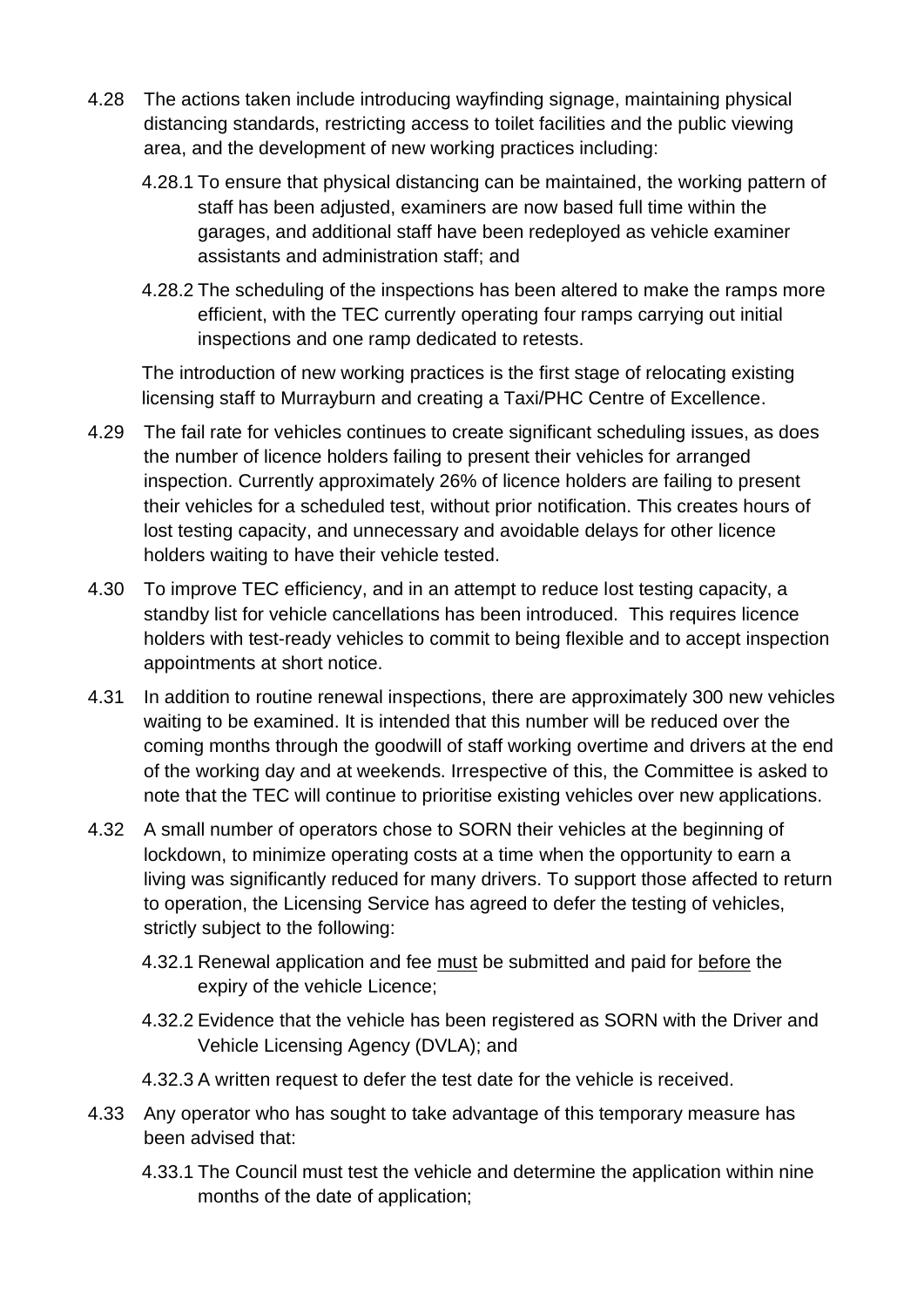4.28 The actions taken include introducing wayfinding signage, maintaining physical distancing standards, restricting access to toilet facilities and the public viewing area, and the development of new working practices including:

4.28.1 To ensure that physical distancing can be maintained, the working pattern of staff has been adjusted, examiners are now based full time within the garages, and additional staff have been redeployed as vehicle examiner assistants and administration staff; and

4.28.2 The scheduling of the inspections has been altered to make the ramps more efficient, with the TEC currently operating four ramps carrying out initial inspections and one ramp dedicated to retests.

The introduction of new working practices is the first stage of relocating existing licensing staff to Murrayburn and creating a Taxi/PHC Centre of Excellence.

4.29 The fail rate for vehicles continues to create significant scheduling issues, as does the number of licence holders failing to present their vehicles for arranged inspection. Currently approximately 26% of licence holders are failing to present their vehicles for a scheduled test, without prior notification. This creates hours of lost testing capacity, and unnecessary and avoidable delays for other licence holders waiting to have their vehicle tested.

4.30 To improve TEC efficiency, and in an attempt to reduce lost testing capacity, a standby list for vehicle cancellations has been introduced. This requires licence holders with test-ready vehicles to commit to being flexible and to accept inspection appointments at short notice.

4.31 In addition to routine renewal inspections, there are approximately 300 new vehicles waiting to be examined. It is intended that this number will be reduced over the coming months through the goodwill of staff working overtime and drivers at the end of the working day and at weekends. Irrespective of this, the Committee is asked to note that the TEC will continue to prioritise existing vehicles over new applications.

4.32 A small number of operators chose to SORN their vehicles at the beginning of lockdown, to minimize operating costs at a time when the opportunity to earn a living was significantly reduced for many drivers. To support those affected to return to operation, the Licensing Service has agreed to defer the testing of vehicles, strictly subject to the following:

4.32.1 Renewal application and fee <u>must</u> be submitted and paid for <u>before</u> the expiry of the vehicle Licence;

4.32.2 Evidence that the vehicle has been registered as SORN with the Driver and Vehicle Licensing Agency (DVLA); and

4.32.3 A written request to defer the test date for the vehicle is received.

4.33 Any operator who has sought to take advantage of this temporary measure has been advised that:

4.33.1 The Council must test the vehicle and determine the application within nine months of the date of application;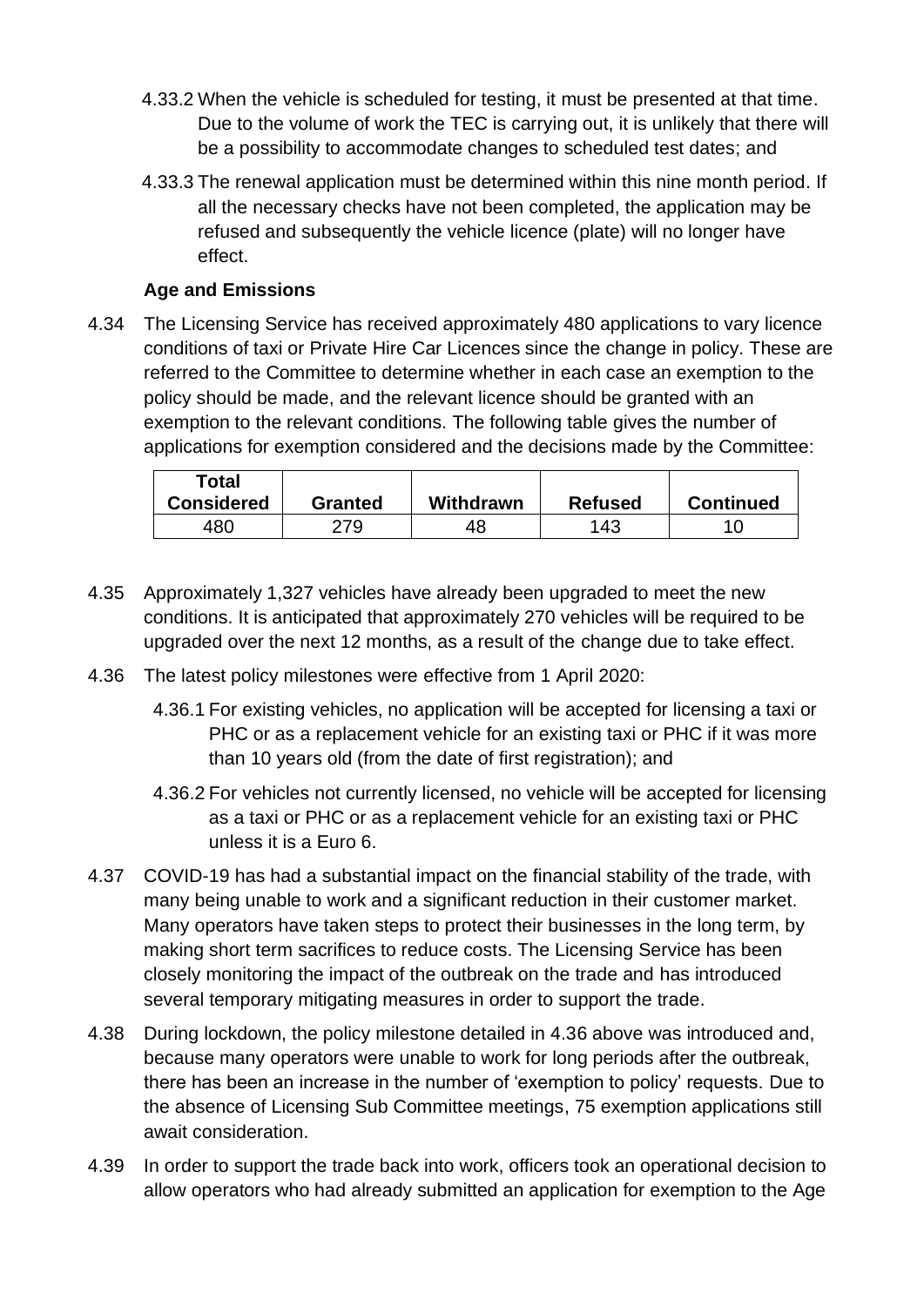4.33.2 When the vehicle is scheduled for testing, it must be presented at that time. Due to the volume of work the TEC is carrying out, it is unlikely that there will be a possibility to accommodate changes to scheduled test dates; and

4.33.3 The renewal application must be determined within this nine month period. If all the necessary checks have not been completed, the application may be refused and subsequently the vehicle licence (plate) will no longer have effect.

**Age and Emissions**

4.34 The Licensing Service has received approximately 480 applications to vary licence conditions of taxi or Private Hire Car Licences since the change in policy. These are referred to the Committee to determine whether in each case an exemption to the policy should be made, and the relevant licence should be granted with an exemption to the relevant conditions. The following table gives the number of applications for exemption considered and the decisions made by the Committee:

| Total Considered | Granted | Withdrawn | Refused | Continued |
|---|---|---|---|---|
| 480 | 279 | 48 | 143 | 10 |

4.35 Approximately 1,327 vehicles have already been upgraded to meet the new conditions. It is anticipated that approximately 270 vehicles will be required to be upgraded over the next 12 months, as a result of the change due to take effect.

4.36 The latest policy milestones were effective from 1 April 2020:

4.36.1 For existing vehicles, no application will be accepted for licensing a taxi or PHC or as a replacement vehicle for an existing taxi or PHC if it was more than 10 years old (from the date of first registration); and

4.36.2 For vehicles not currently licensed, no vehicle will be accepted for licensing as a taxi or PHC or as a replacement vehicle for an existing taxi or PHC unless it is a Euro 6.

4.37 COVID-19 has had a substantial impact on the financial stability of the trade, with many being unable to work and a significant reduction in their customer market. Many operators have taken steps to protect their businesses in the long term, by making short term sacrifices to reduce costs. The Licensing Service has been closely monitoring the impact of the outbreak on the trade and has introduced several temporary mitigating measures in order to support the trade.

4.38 During lockdown, the policy milestone detailed in 4.36 above was introduced and, because many operators were unable to work for long periods after the outbreak, there has been an increase in the number of 'exemption to policy' requests. Due to the absence of Licensing Sub Committee meetings, 75 exemption applications still await consideration.

4.39 In order to support the trade back into work, officers took an operational decision to allow operators who had already submitted an application for exemption to the Age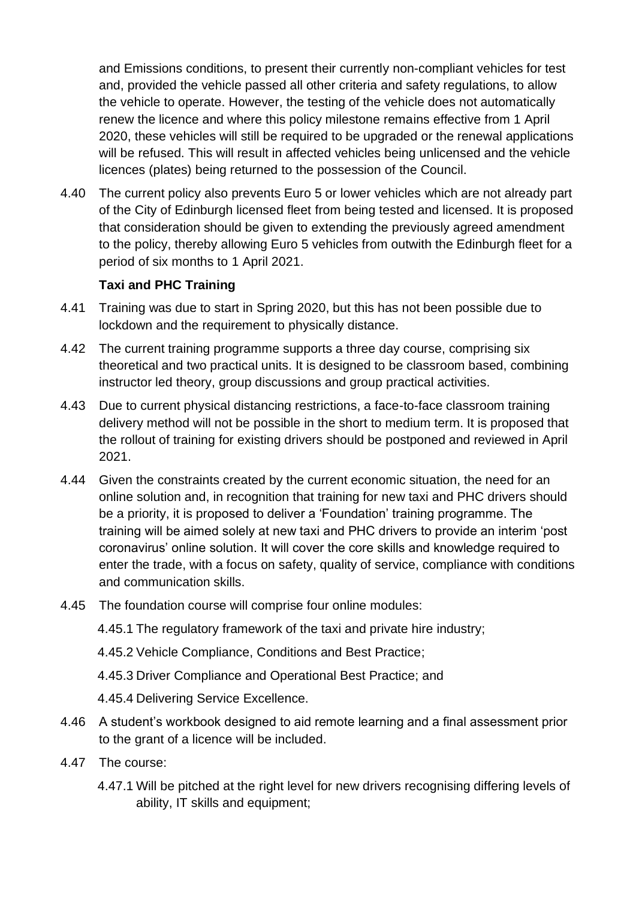and Emissions conditions, to present their currently non-compliant vehicles for test and, provided the vehicle passed all other criteria and safety regulations, to allow the vehicle to operate. However, the testing of the vehicle does not automatically renew the licence and where this policy milestone remains effective from 1 April 2020, these vehicles will still be required to be upgraded or the renewal applications will be refused. This will result in affected vehicles being unlicensed and the vehicle licences (plates) being returned to the possession of the Council.

4.40 The current policy also prevents Euro 5 or lower vehicles which are not already part of the City of Edinburgh licensed fleet from being tested and licensed. It is proposed that consideration should be given to extending the previously agreed amendment to the policy, thereby allowing Euro 5 vehicles from outwith the Edinburgh fleet for a period of six months to 1 April 2021.

**Taxi and PHC Training**

4.41 Training was due to start in Spring 2020, but this has not been possible due to lockdown and the requirement to physically distance.

4.42 The current training programme supports a three day course, comprising six theoretical and two practical units. It is designed to be classroom based, combining instructor led theory, group discussions and group practical activities.

4.43 Due to current physical distancing restrictions, a face-to-face classroom training delivery method will not be possible in the short to medium term. It is proposed that the rollout of training for existing drivers should be postponed and reviewed in April 2021.

4.44 Given the constraints created by the current economic situation, the need for an online solution and, in recognition that training for new taxi and PHC drivers should be a priority, it is proposed to deliver a 'Foundation' training programme. The training will be aimed solely at new taxi and PHC drivers to provide an interim 'post coronavirus' online solution. It will cover the core skills and knowledge required to enter the trade, with a focus on safety, quality of service, compliance with conditions and communication skills.

4.45 The foundation course will comprise four online modules:

4.45.1 The regulatory framework of the taxi and private hire industry;

4.45.2 Vehicle Compliance, Conditions and Best Practice;

4.45.3 Driver Compliance and Operational Best Practice; and

4.45.4 Delivering Service Excellence.

4.46 A student's workbook designed to aid remote learning and a final assessment prior to the grant of a licence will be included.

4.47 The course:

4.47.1 Will be pitched at the right level for new drivers recognising differing levels of ability, IT skills and equipment;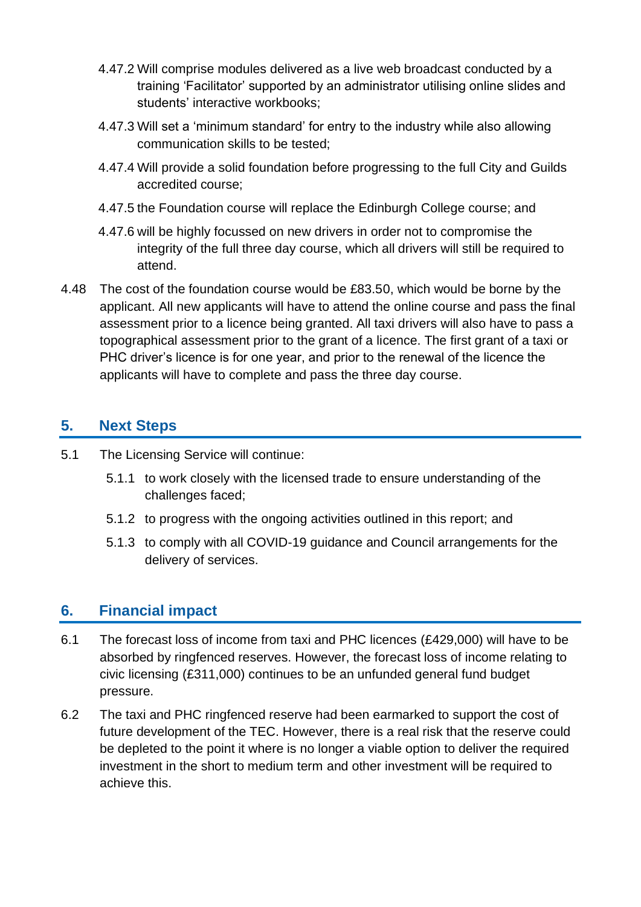4.47.2 Will comprise modules delivered as a live web broadcast conducted by a training 'Facilitator' supported by an administrator utilising online slides and students' interactive workbooks;

4.47.3 Will set a 'minimum standard' for entry to the industry while also allowing communication skills to be tested;

4.47.4 Will provide a solid foundation before progressing to the full City and Guilds accredited course;

4.47.5 the Foundation course will replace the Edinburgh College course; and

4.47.6 will be highly focussed on new drivers in order not to compromise the integrity of the full three day course, which all drivers will still be required to attend.

4.48 The cost of the foundation course would be £83.50, which would be borne by the applicant. All new applicants will have to attend the online course and pass the final assessment prior to a licence being granted. All taxi drivers will also have to pass a topographical assessment prior to the grant of a licence. The first grant of a taxi or PHC driver's licence is for one year, and prior to the renewal of the licence the applicants will have to complete and pass the three day course.

## 5. Next Steps

5.1 The Licensing Service will continue:

5.1.1 to work closely with the licensed trade to ensure understanding of the challenges faced;

5.1.2 to progress with the ongoing activities outlined in this report; and

5.1.3 to comply with all COVID-19 guidance and Council arrangements for the delivery of services.

## 6. Financial impact

6.1 The forecast loss of income from taxi and PHC licences (£429,000) will have to be absorbed by ringfenced reserves. However, the forecast loss of income relating to civic licensing (£311,000) continues to be an unfunded general fund budget pressure.

6.2 The taxi and PHC ringfenced reserve had been earmarked to support the cost of future development of the TEC. However, there is a real risk that the reserve could be depleted to the point it where is no longer a viable option to deliver the required investment in the short to medium term and other investment will be required to achieve this.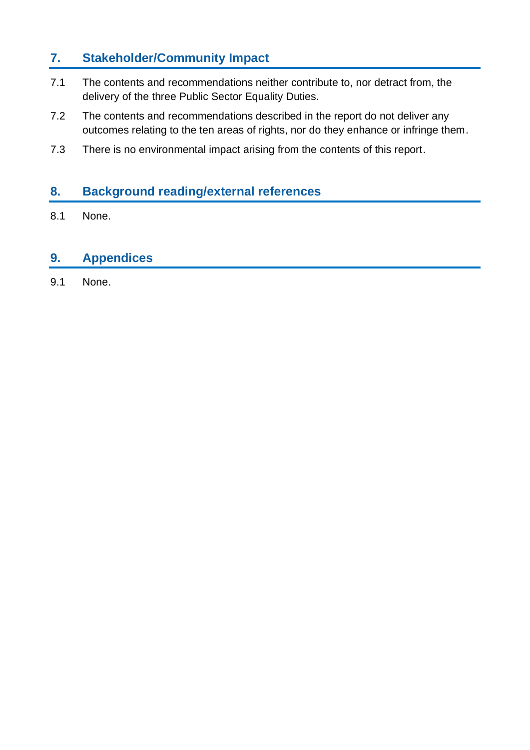## 7. Stakeholder/Community Impact

7.1 The contents and recommendations neither contribute to, nor detract from, the delivery of the three Public Sector Equality Duties.

7.2 The contents and recommendations described in the report do not deliver any outcomes relating to the ten areas of rights, nor do they enhance or infringe them.

7.3 There is no environmental impact arising from the contents of this report.

## 8. Background reading/external references

8.1 None.

## 9. Appendices

9.1 None.